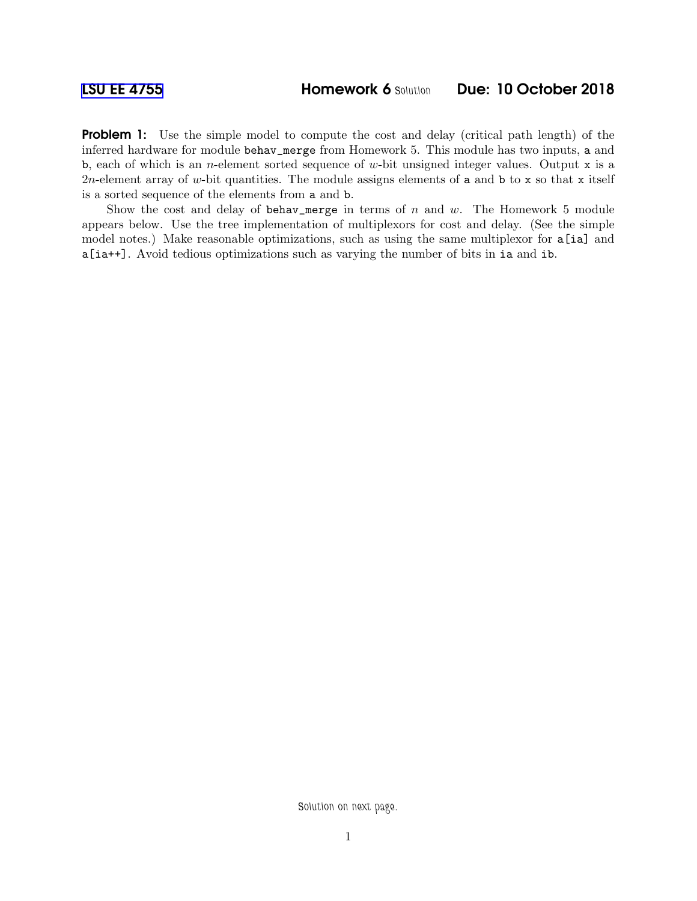[LSU EE 4755](#) **Homework 6** Solution **Due: 10 October 2018**

**Problem 1:** Use the simple model to compute the cost and delay (critical path length) of the inferred hardware for module `behav_merge` from Homework 5. This module has two inputs, `a` and `b`, each of which is an $n$-element sorted sequence of $w$-bit unsigned integer values. Output `x` is a $2n$-element array of $w$-bit quantities. The module assigns elements of `a` and `b` to `x` so that `x` itself is a sorted sequence of the elements from `a` and `b`.

Show the cost and delay of `behav_merge` in terms of $n$ and $w$. The Homework 5 module appears below. Use the tree implementation of multiplexors for cost and delay. (See the simple model notes.) Make reasonable optimizations, such as using the same multiplexor for `a[ia]` and `a[ia++]`. Avoid tedious optimizations such as varying the number of bits in `ia` and `ib`.

Solution on next page.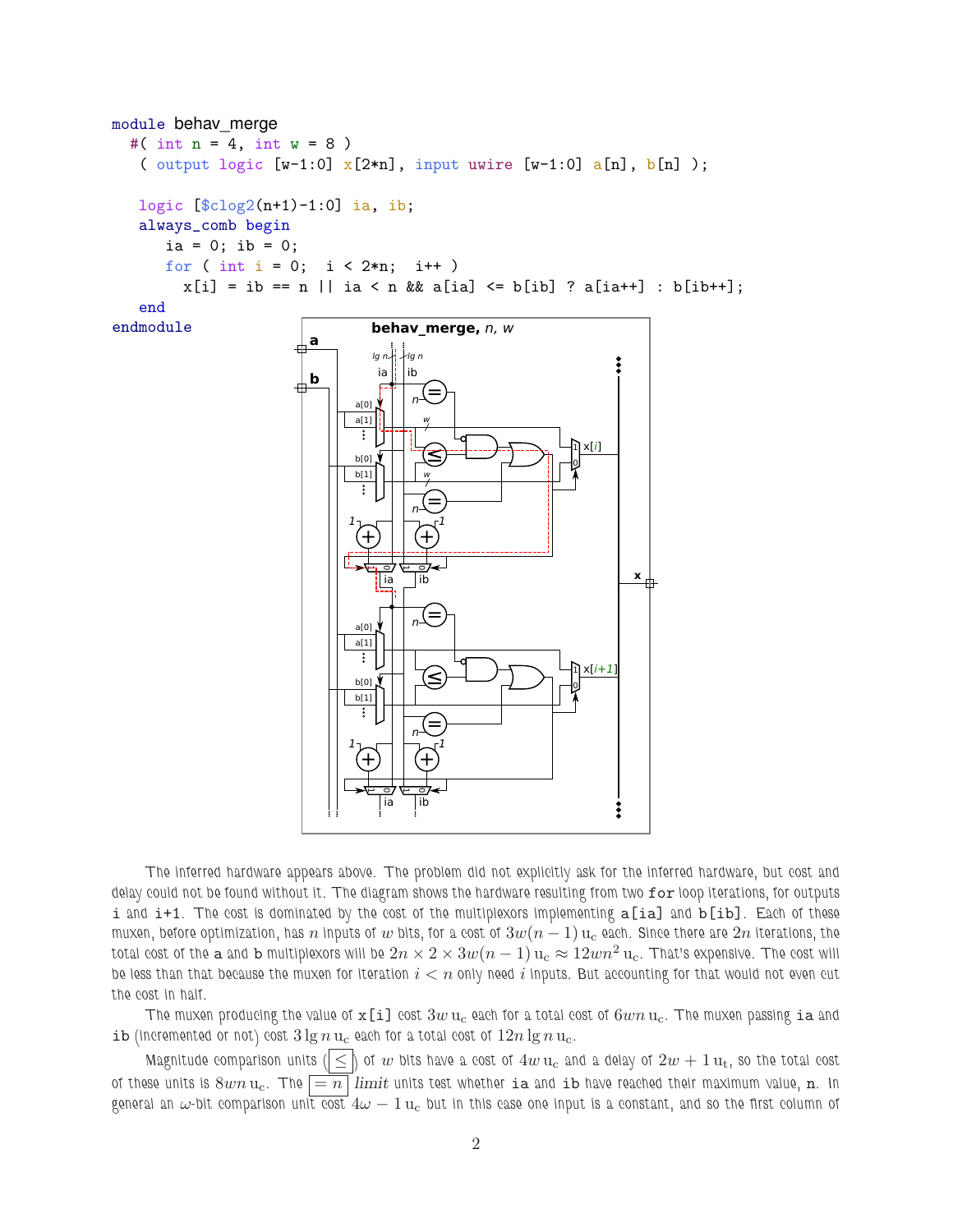```
module behav_merge
  #( int n = 4, int w = 8 )
   ( output logic [w-1:0] x[2*n], input uwire [w-1:0] a[n], b[n] );

   logic [$clog2(n+1)-1:0] ia, ib;
   always_comb begin
      ia = 0; ib = 0;
      for ( int i = 0;  i < 2*n;  i++ )
        x[i] = ib == n || ia < n && a[ia] <= b[ib] ? a[ia++] : b[ib++];
   end
endmodule
```

The inferred hardware appears above. The problem did not explicitly ask for the inferred hardware, but cost and delay could not be found without it. The diagram shows the hardware resulting from two `for` loop iterations, for outputs `i` and `i+1`. The cost is dominated by the cost of the multiplexors implementing `a[ia]` and `b[ib]`. Each of these muxen, before optimization, has $n$ inputs of $w$ bits, for a cost of $3w(n-1)\,\mathrm{u_c}$ each. Since there are $2n$ iterations, the total cost of the `a` and `b` multiplexors will be $2n \times 2 \times 3w(n-1)\,\mathrm{u_c} \approx 12wn^2\,\mathrm{u_c}$. That's expensive. The cost will be less than that because the muxen for iteration $i < n$ only need $i$ inputs. But accounting for that would not even cut the cost in half.

The muxen producing the value of `x[i]` cost $3w\,\mathrm{u_c}$ each for a total cost of $6wn\,\mathrm{u_c}$. The muxen passing `ia` and `ib` (incremented or not) cost $3\lg n\,\mathrm{u_c}$ each for a total cost of $12n\lg n\,\mathrm{u_c}$.

Magnitude comparison units ($\boxed{\leq}$) of $w$ bits have a cost of $4w\,\mathrm{u_c}$ and a delay of $2w+1\,\mathrm{u_t}$, so the total cost of these units is $8wn\,\mathrm{u_c}$. The $\boxed{=n}$ *limit* units test whether `ia` and `ib` have reached their maximum value, `n`. In general an $\omega$-bit comparison unit cost $4\omega - 1\,\mathrm{u_c}$ but in this case one input is a constant, and so the first column of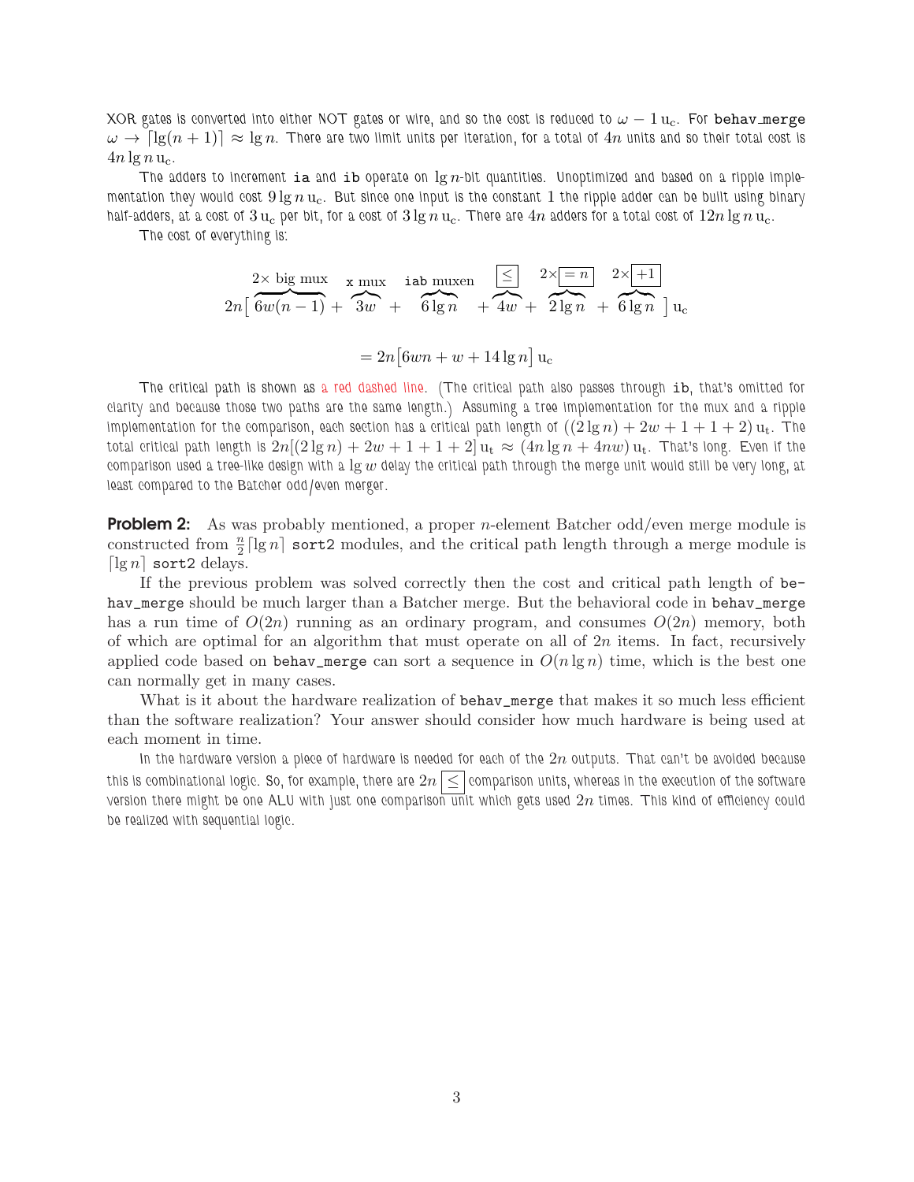XOR gates is converted into either NOT gates or wire, and so the cost is reduced to $\omega - 1\,\mathrm{u_c}$. For behav_merge $\omega \to \lceil \lg(n+1) \rceil \approx \lg n$. There are two limit units per iteration, for a total of $4n$ units and so their total cost is $4n \lg n\,\mathrm{u_c}$.

The adders to increment ia and ib operate on $\lg n$-bit quantities. Unoptimized and based on a ripple implementation they would cost $9 \lg n\,\mathrm{u_c}$. But since one input is the constant 1 the ripple adder can be built using binary half-adders, at a cost of $3\,\mathrm{u_c}$ per bit, for a cost of $3 \lg n\,\mathrm{u_c}$. There are $4n$ adders for a total cost of $12n \lg n\,\mathrm{u_c}$.

The cost of everything is:

$$2n\Big[\overbrace{6w(n-1)}^{2\times\text{ big mux}} + \overbrace{3w}^{\texttt{x mux}} + \overbrace{6\lg n}^{\texttt{iab muxen}} + \overbrace{4w}^{\boxed{\le}} + \overbrace{2\lg n}^{2\times\boxed{=n}} + \overbrace{6\lg n}^{2\times\boxed{+1}}\Big]\,\mathrm{u_c}$$

$$= 2n\big[6wn + w + 14\lg n\big]\,\mathrm{u_c}$$

The critical path is shown as a red dashed line. (The critical path also passes through ib, that's omitted for clarity and because those two paths are the same length.) Assuming a tree implementation for the mux and a ripple implementation for the comparison, each section has a critical path length of $((2\lg n) + 2w + 1 + 1 + 2)\,\mathrm{u_t}$. The total critical path length is $2n[(2\lg n) + 2w + 1 + 1 + 2]\,\mathrm{u_t} \approx (4n \lg n + 4nw)\,\mathrm{u_t}$. That's long. Even if the comparison used a tree-like design with a $\lg w$ delay the critical path through the merge unit would still be very long, at least compared to the Batcher odd/even merger.

**Problem 2:** As was probably mentioned, a proper $n$-element Batcher odd/even merge module is constructed from $\frac{n}{2}\lceil \lg n \rceil$ sort2 modules, and the critical path length through a merge module is $\lceil \lg n \rceil$ sort2 delays.

If the previous problem was solved correctly then the cost and critical path length of behav_merge should be much larger than a Batcher merge. But the behavioral code in behav_merge has a run time of $O(2n)$ running as an ordinary program, and consumes $O(2n)$ memory, both of which are optimal for an algorithm that must operate on all of $2n$ items. In fact, recursively applied code based on behav_merge can sort a sequence in $O(n \lg n)$ time, which is the best one can normally get in many cases.

What is it about the hardware realization of behav_merge that makes it so much less efficient than the software realization? Your answer should consider how much hardware is being used at each moment in time.

In the hardware version a piece of hardware is needed for each of the $2n$ outputs. That can't be avoided because this is combinational logic. So, for example, there are $2n$ $\boxed{\le}$ comparison units, whereas in the execution of the software version there might be one ALU with just one comparison unit which gets used $2n$ times. This kind of efficiency could be realized with sequential logic.